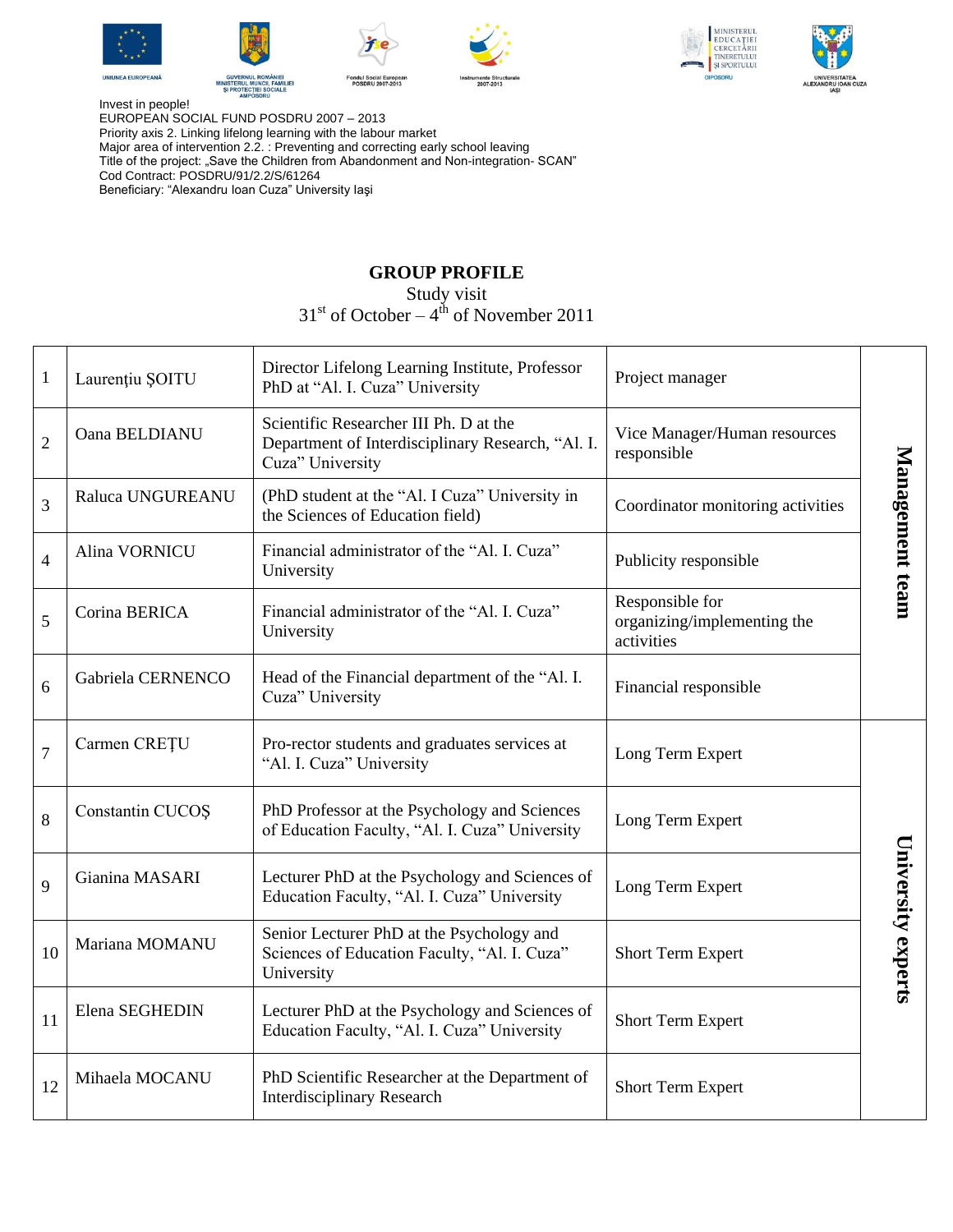Invest in people!
EUROPEAN SOCIAL FUND POSDRU 2007 – 2013
Priority axis 2. Linking lifelong learning with the labour market
Major area of intervention 2.2. : Preventing and correcting early school leaving
Title of the project: „Save the Children from Abandonment and Non-integration- SCAN"
Cod Contract: POSDRU/91/2.2/S/61264
Beneficiary: "Alexandru Ioan Cuza" University Iaşi

**GROUP PROFILE**

Study visit

31st of October – 4th of November 2011

| | | | | |
|---|---|---|---|---|
| 1 | Laurenţiu ŞOITU | Director Lifelong Learning Institute, Professor PhD at "Al. I. Cuza" University | Project manager | Management team |
| 2 | Oana BELDIANU | Scientific Researcher III Ph. D at the Department of Interdisciplinary Research, "Al. I. Cuza" University | Vice Manager/Human resources responsible | |
| 3 | Raluca UNGUREANU | (PhD student at the "Al. I Cuza" University in the Sciences of Education field) | Coordinator monitoring activities | |
| 4 | Alina VORNICU | Financial administrator of the "Al. I. Cuza" University | Publicity responsible | |
| 5 | Corina BERICA | Financial administrator of the "Al. I. Cuza" University | Responsible for organizing/implementing the activities | |
| 6 | Gabriela CERNENCO | Head of the Financial department of the "Al. I. Cuza" University | Financial responsible | |
| 7 | Carmen CREŢU | Pro-rector students and graduates services at "Al. I. Cuza" University | Long Term Expert | University experts |
| 8 | Constantin CUCOŞ | PhD Professor at the Psychology and Sciences of Education Faculty, "Al. I. Cuza" University | Long Term Expert | |
| 9 | Gianina MASARI | Lecturer PhD at the Psychology and Sciences of Education Faculty, "Al. I. Cuza" University | Long Term Expert | |
| 10 | Mariana MOMANU | Senior Lecturer PhD at the Psychology and Sciences of Education Faculty, "Al. I. Cuza" University | Short Term Expert | |
| 11 | Elena SEGHEDIN | Lecturer PhD at the Psychology and Sciences of Education Faculty, "Al. I. Cuza" University | Short Term Expert | |
| 12 | Mihaela MOCANU | PhD Scientific Researcher at the Department of Interdisciplinary Research | Short Term Expert | |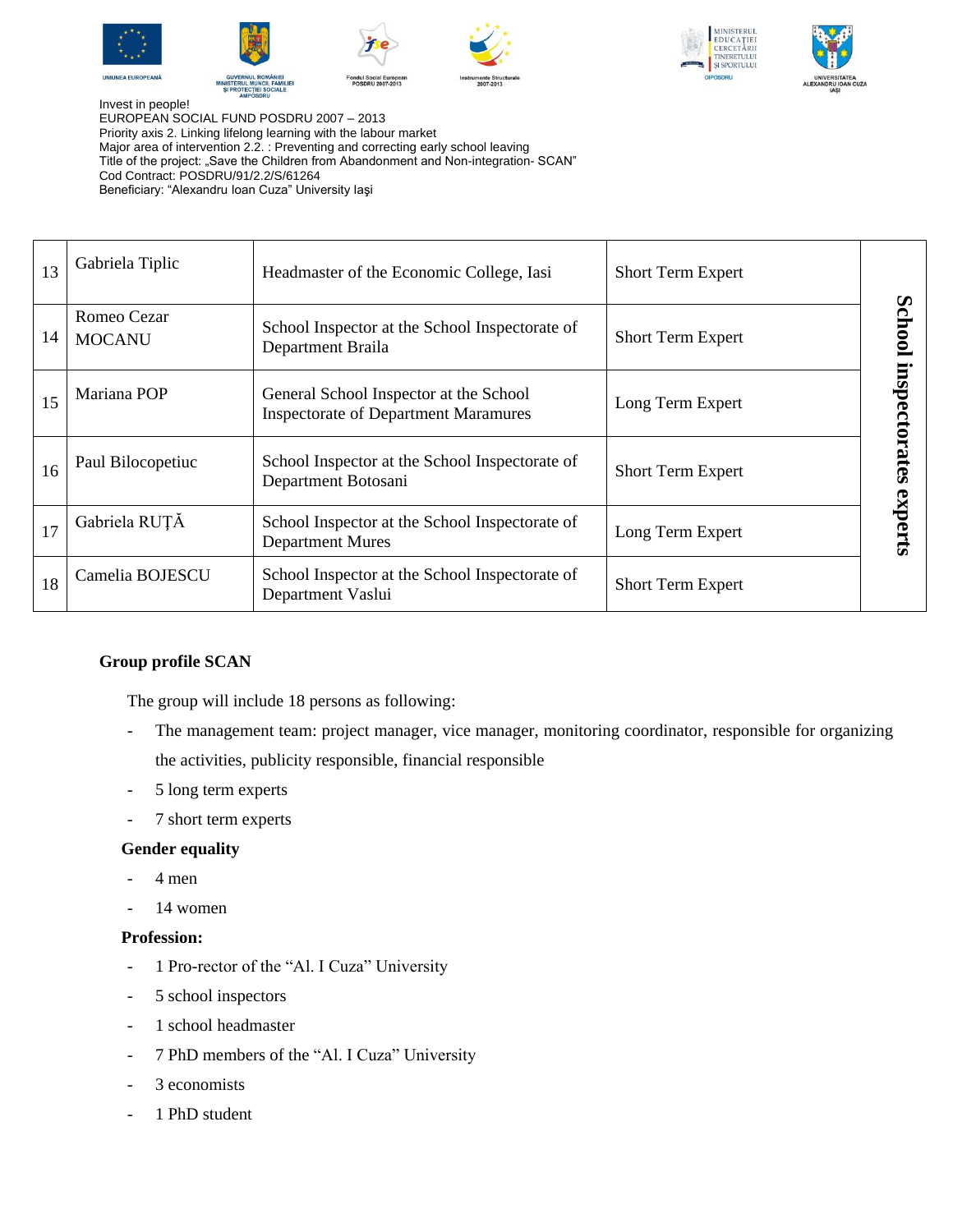Invest in people!
EUROPEAN SOCIAL FUND POSDRU 2007 – 2013
Priority axis 2. Linking lifelong learning with the labour market
Major area of intervention 2.2. : Preventing and correcting early school leaving
Title of the project: „Save the Children from Abandonment and Non-integration- SCAN"
Cod Contract: POSDRU/91/2.2/S/61264
Beneficiary: "Alexandru Ioan Cuza" University Iaşi

| | | | | |
|---|---|---|---|---|
| 13 | Gabriela Tiplic | Headmaster of the Economic College, Iasi | Short Term Expert | School inspectorates experts |
| 14 | Romeo Cezar MOCANU | School Inspector at the School Inspectorate of Department Braila | Short Term Expert | |
| 15 | Mariana POP | General School Inspector at the School Inspectorate of Department Maramures | Long Term Expert | |
| 16 | Paul Bilocopetiuc | School Inspector at the School Inspectorate of Department Botosani | Short Term Expert | |
| 17 | Gabriela RUŢĂ | School Inspector at the School Inspectorate of Department Mures | Long Term Expert | |
| 18 | Camelia BOJESCU | School Inspector at the School Inspectorate of Department Vaslui | Short Term Expert | |

**Group profile SCAN**

The group will include 18 persons as following:

- The management team: project manager, vice manager, monitoring coordinator, responsible for organizing the activities, publicity responsible, financial responsible
- 5 long term experts
- 7 short term experts

**Gender equality**

- 4 men
- 14 women

**Profession:**

- 1 Pro-rector of the "Al. I Cuza" University
- 5 school inspectors
- 1 school headmaster
- 7 PhD members of the "Al. I Cuza" University
- 3 economists
- 1 PhD student